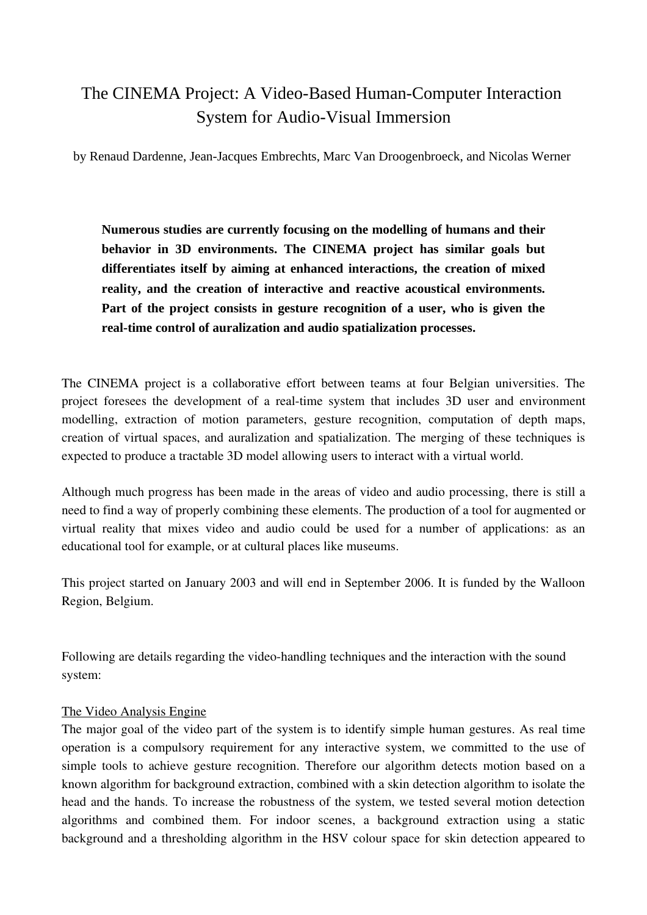# The CINEMA Project: A Video-Based Human-Computer Interaction System for Audio-Visual Immersion

by Renaud Dardenne, Jean-Jacques Embrechts, Marc Van Droogenbroeck, and Nicolas Werner

**Numerous studies are currently focusing on the modelling of humans and their behavior in 3D environments. The CINEMA project has similar goals but differentiates itself by aiming at enhanced interactions, the creation of mixed reality, and the creation of interactive and reactive acoustical environments. Part of the project consists in gesture recognition of a user, who is given the real-time control of auralization and audio spatialization processes.**

The CINEMA project is a collaborative effort between teams at four Belgian universities. The project foresees the development of a real-time system that includes 3D user and environment modelling, extraction of motion parameters, gesture recognition, computation of depth maps, creation of virtual spaces, and auralization and spatialization. The merging of these techniques is expected to produce a tractable 3D model allowing users to interact with a virtual world.

Although much progress has been made in the areas of video and audio processing, there is still a need to find a way of properly combining these elements. The production of a tool for augmented or virtual reality that mixes video and audio could be used for a number of applications: as an educational tool for example, or at cultural places like museums.

This project started on January 2003 and will end in September 2006. It is funded by the Walloon Region, Belgium.

Following are details regarding the video-handling techniques and the interaction with the sound system:

## The Video Analysis Engine

The major goal of the video part of the system is to identify simple human gestures. As real time operation is a compulsory requirement for any interactive system, we committed to the use of simple tools to achieve gesture recognition. Therefore our algorithm detects motion based on a known algorithm for background extraction, combined with a skin detection algorithm to isolate the head and the hands. To increase the robustness of the system, we tested several motion detection algorithms and combined them. For indoor scenes, a background extraction using a static background and a thresholding algorithm in the HSV colour space for skin detection appeared to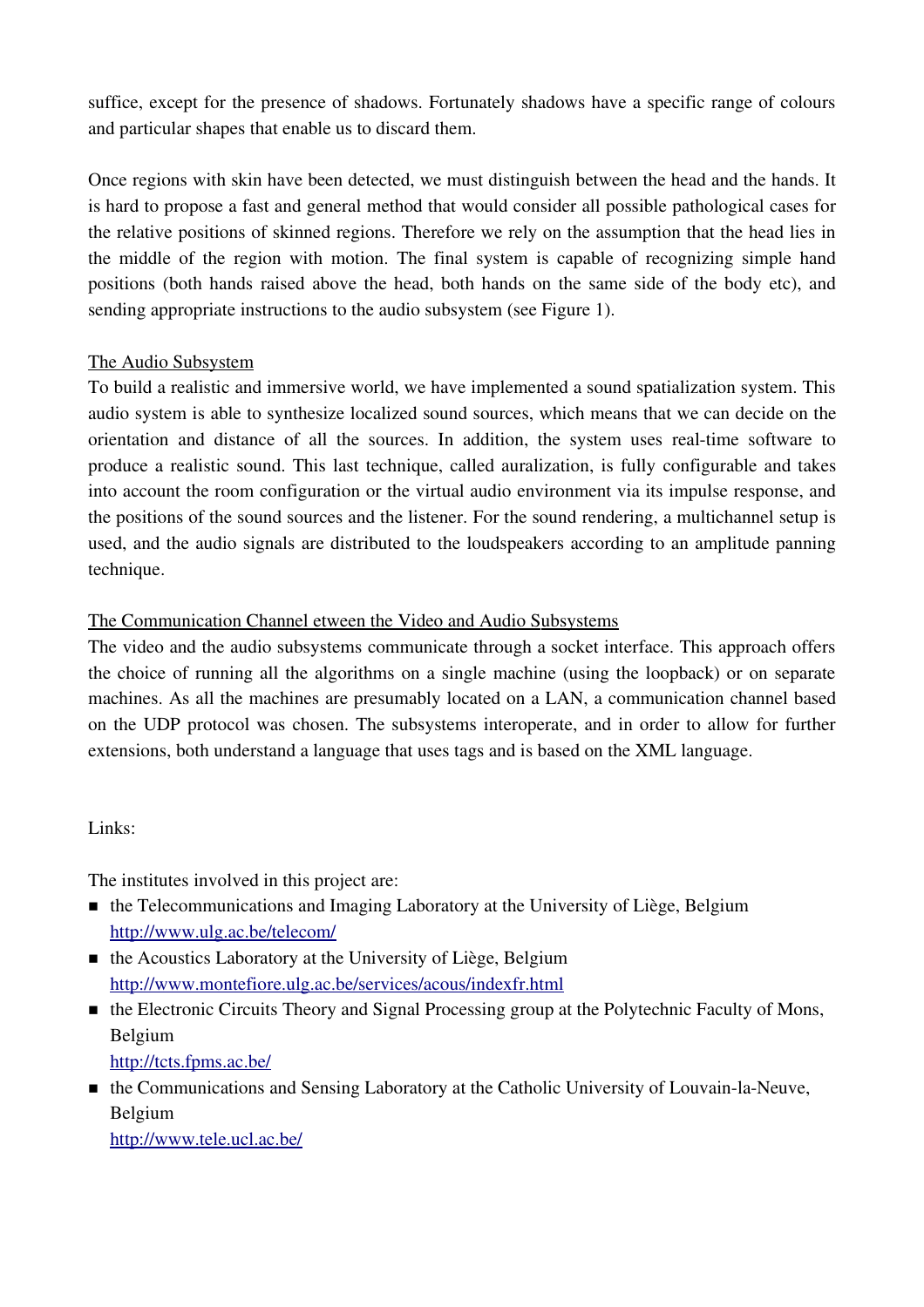suffice, except for the presence of shadows. Fortunately shadows have a specific range of colours and particular shapes that enable us to discard them.

Once regions with skin have been detected, we must distinguish between the head and the hands. It is hard to propose a fast and general method that would consider all possible pathological cases for the relative positions of skinned regions. Therefore we rely on the assumption that the head lies in the middle of the region with motion. The final system is capable of recognizing simple hand positions (both hands raised above the head, both hands on the same side of the body etc), and sending appropriate instructions to the audio subsystem (see Figure 1).

<u>The Audio Subsystem</u>

To build a realistic and immersive world, we have implemented a sound spatialization system. This audio system is able to synthesize localized sound sources, which means that we can decide on the orientation and distance of all the sources. In addition, the system uses real-time software to produce a realistic sound. This last technique, called auralization, is fully configurable and takes into account the room configuration or the virtual audio environment via its impulse response, and the positions of the sound sources and the listener. For the sound rendering, a multichannel setup is used, and the audio signals are distributed to the loudspeakers according to an amplitude panning technique.

<u>The Communication Channel etween the Video and Audio Subsystems</u>

The video and the audio subsystems communicate through a socket interface. This approach offers the choice of running all the algorithms on a single machine (using the loopback) or on separate machines. As all the machines are presumably located on a LAN, a communication channel based on the UDP protocol was chosen. The subsystems interoperate, and in order to allow for further extensions, both understand a language that uses tags and is based on the XML language.

Links:

The institutes involved in this project are:

- the Telecommunications and Imaging Laboratory at the University of Liège, Belgium
  http://www.ulg.ac.be/telecom/
- the Acoustics Laboratory at the University of Liège, Belgium
  http://www.montefiore.ulg.ac.be/services/acous/indexfr.html
- the Electronic Circuits Theory and Signal Processing group at the Polytechnic Faculty of Mons, Belgium
  http://tcts.fpms.ac.be/
- the Communications and Sensing Laboratory at the Catholic University of Louvain-la-Neuve, Belgium
  http://www.tele.ucl.ac.be/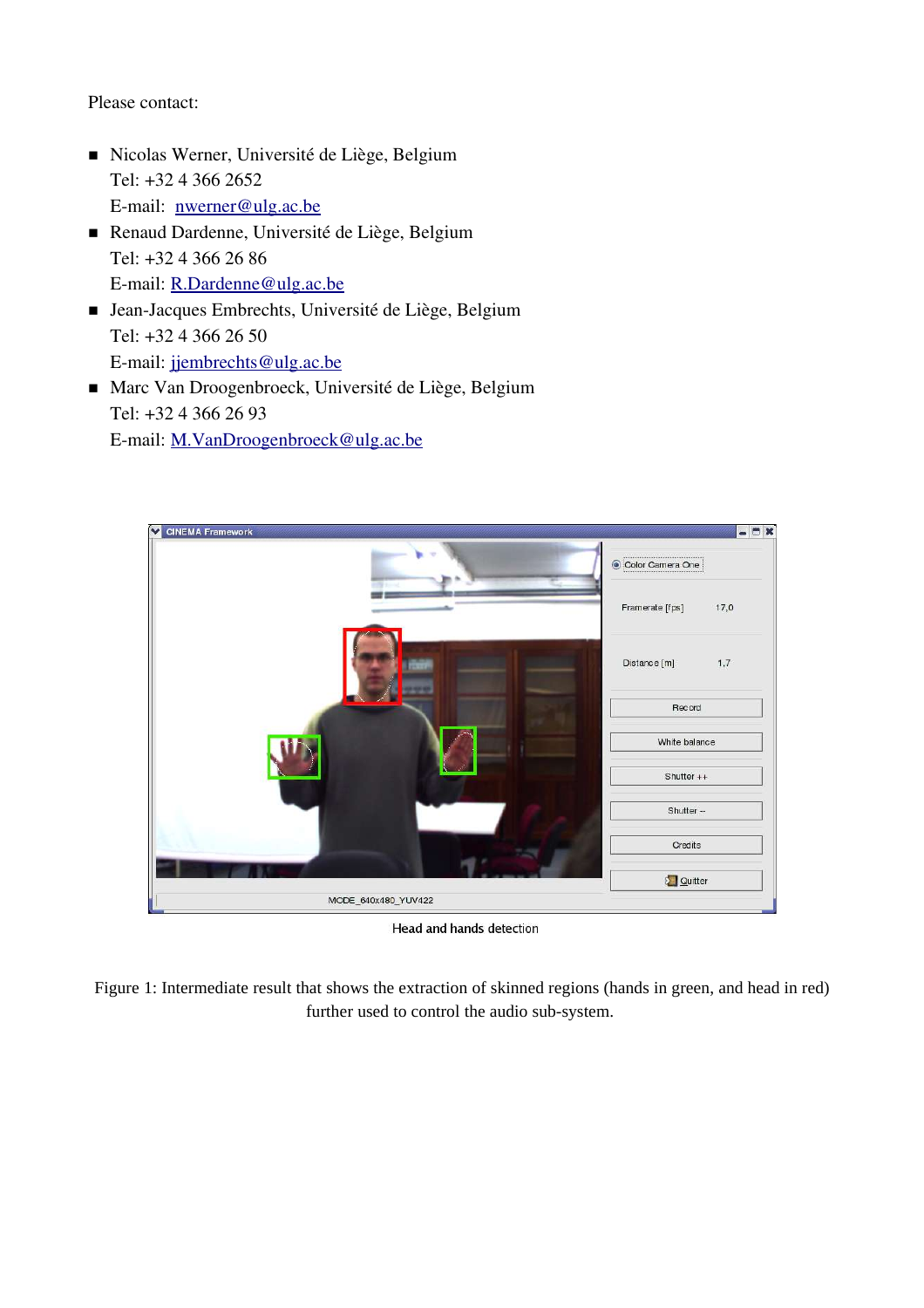Please contact:

- Nicolas Werner, Université de Liège, Belgium
  Tel: +32 4 366 2652
  E-mail: nwerner@ulg.ac.be
- Renaud Dardenne, Université de Liège, Belgium
  Tel: +32 4 366 26 86
  E-mail: R.Dardenne@ulg.ac.be
- Jean-Jacques Embrechts, Université de Liège, Belgium
  Tel: +32 4 366 26 50
  E-mail: jjembrechts@ulg.ac.be
- Marc Van Droogenbroeck, Université de Liège, Belgium
  Tel: +32 4 366 26 93
  E-mail: M.VanDroogenbroeck@ulg.ac.be

Head and hands detection

Figure 1: Intermediate result that shows the extraction of skinned regions (hands in green, and head in red) further used to control the audio sub-system.